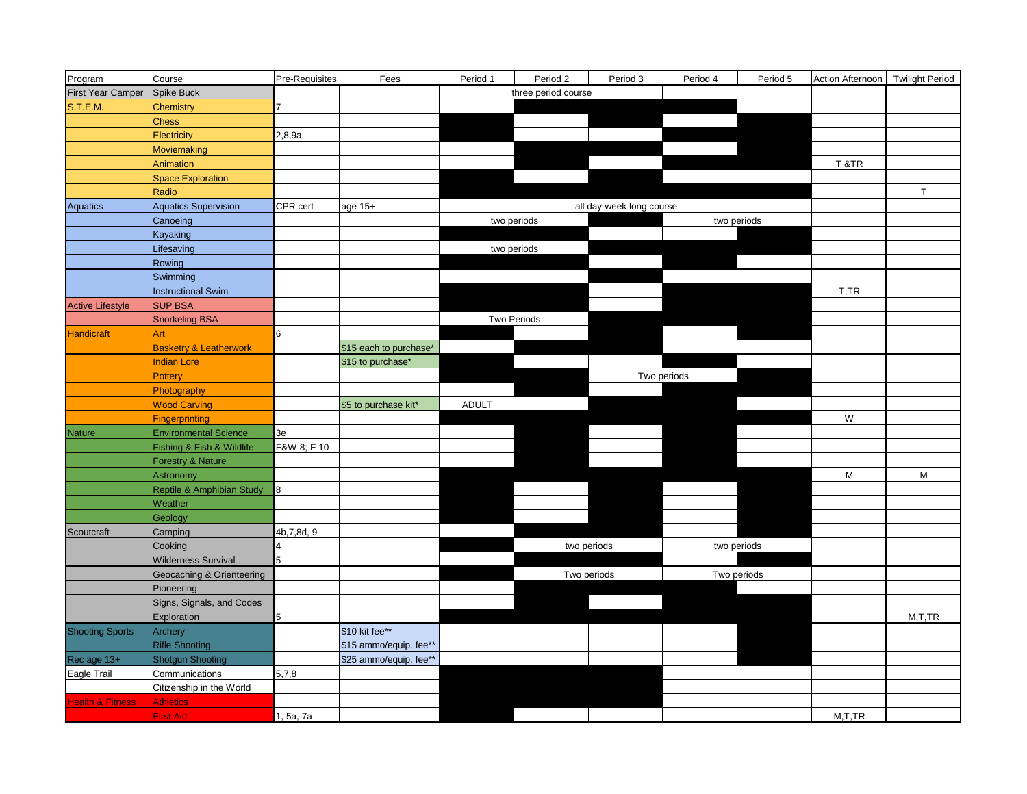| Program | Course | Pre-Requisites | Fees | Period 1 | Period 2 | Period 3 | Period 4 | Period 5 | Action Afternoon | Twilight Period |
|---|---|---|---|---|---|---|---|---|---|---|
| First Year Camper | Spike Buck | | | three period course | | | | | | |
| S.T.E.M. | Chemistry | 7 | | | | | | | | |
| | Chess | | | | | | | | | |
| | Electricity | 2,8,9a | | | | | | | | |
| | Moviemaking | | | | | | | | | |
| | Animation | | | | | | | | T &TR | |
| | Space Exploration | | | | | | | | | |
| | Radio | | | | | | | | | T |
| Aquatics | Aquatics Supervision | CPR cert | age 15+ | all day-week long course | | | | | | |
| | Canoeing | | | two periods | | | two periods | | | |
| | Kayaking | | | | | | | | | |
| | Lifesaving | | | two periods | | | | | | |
| | Rowing | | | | | | | | | |
| | Swimming | | | | | | | | | |
| | Instructional Swim | | | | | | | | T,TR | |
| Active Lifestyle | SUP BSA | | | | | | | | | |
| | Snorkeling BSA | | | Two Periods | | | | | | |
| Handicraft | Art | 6 | | | | | | | | |
| | Basketry & Leatherwork | | $15 each to purchase* | | | | | | | |
| | Indian Lore | | $15 to purchase* | | | | | | | |
| | Pottery | | | | | Two periods | | | | |
| | Photography | | | | | | | | | |
| | Wood Carving | | $5 to purchase kit* | ADULT | | | | | | |
| | Fingerprinting | | | | | | | | W | |
| Nature | Environmental Science | 3e | | | | | | | | |
| | Fishing & Fish & Wildlife | F&W 8; F 10 | | | | | | | | |
| | Forestry & Nature | | | | | | | | | |
| | Astronomy | | | | | | | | M | M |
| | Reptile & Amphibian Study | 8 | | | | | | | | |
| | Weather | | | | | | | | | |
| | Geology | | | | | | | | | |
| Scoutcraft | Camping | 4b,7,8d, 9 | | | | | | | | |
| | Cooking | 4 | | | two periods | | two periods | | | |
| | Wilderness Survival | 5 | | | | | | | | |
| | Geocaching & Orienteering | | | | Two periods | | Two periods | | | |
| | Pioneering | | | | | | | | | |
| | Signs, Signals, and Codes | | | | | | | | | |
| | Exploration | 5 | | | | | | | | M,T,TR |
| Shooting Sports | Archery | | $10 kit fee** | | | | | | | |
| | Rifle Shooting | | $15 ammo/equip. fee** | | | | | | | |
| Rec age 13+ | Shotgun Shooting | | $25 ammo/equip. fee** | | | | | | | |
| Eagle Trail | Communications | 5,7,8 | | | | | | | | |
| | Citizenship in the World | | | | | | | | | |
| Health & Fitness | Athletics | | | | | | | | | |
| | First Aid | 1, 5a, 7a | | | | | | | M,T,TR | |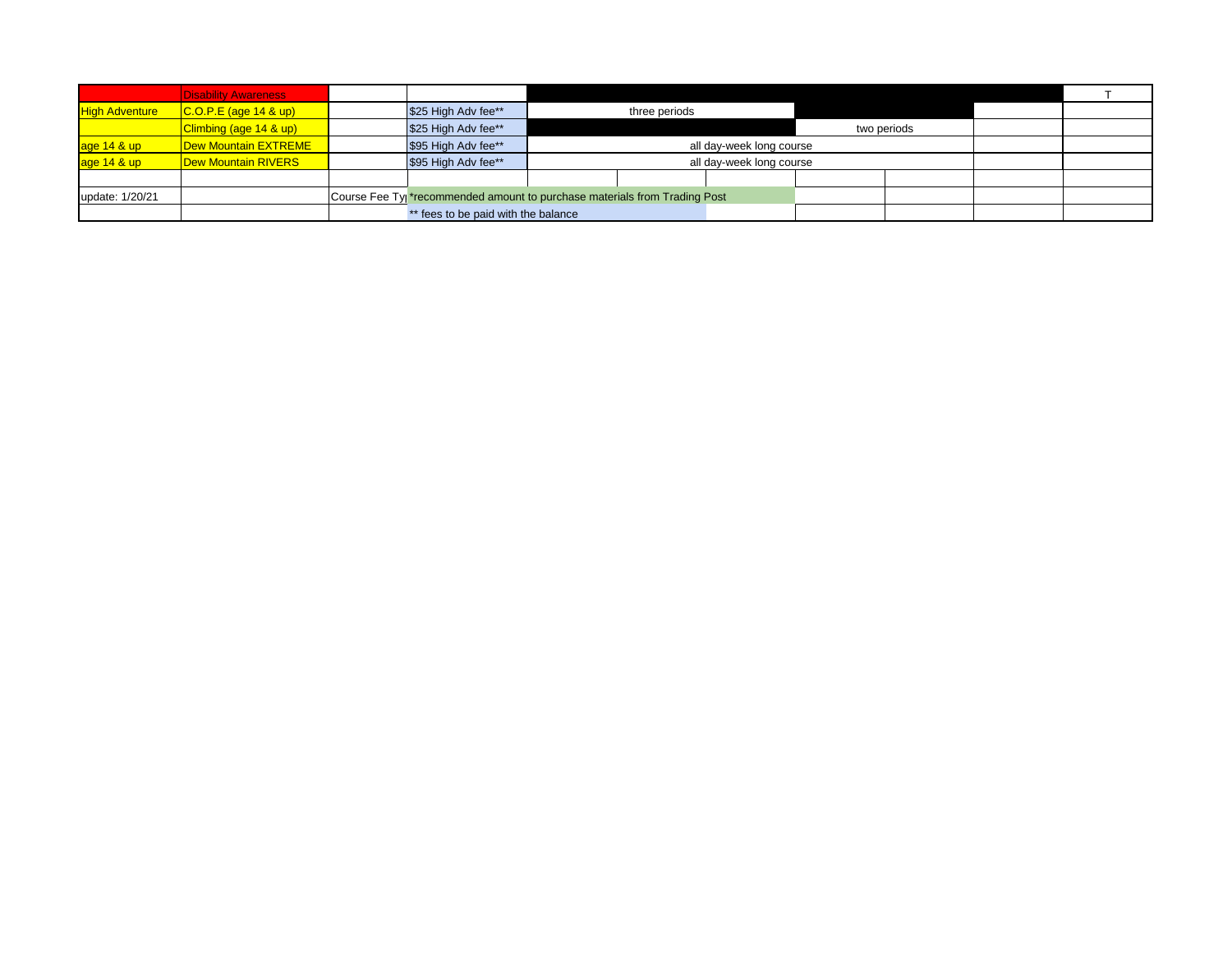| | | | | | | | | | | |
|---|---|---|---|---|---|---|---|---|---|---|
| | Disability Awareness | | | | | | | | | T |
| High Adventure | C.O.P.E (age 14 & up) | | $25 High Adv fee** | three periods | | | | | | |
| | Climbing (age 14 & up) | | $25 High Adv fee** | | | | two periods | | | |
| age 14 & up | Dew Mountain EXTREME | | $95 High Adv fee** | all day-week long course | | | | | | |
| age 14 & up | Dew Mountain RIVERS | | $95 High Adv fee** | all day-week long course | | | | | | |
| | | | | | | | | | | |
| update: 1/20/21 | | Course Fee Ty | *recommended amount to purchase materials from Trading Post | | | | | | | |
| | | | ** fees to be paid with the balance | | | | | | | |